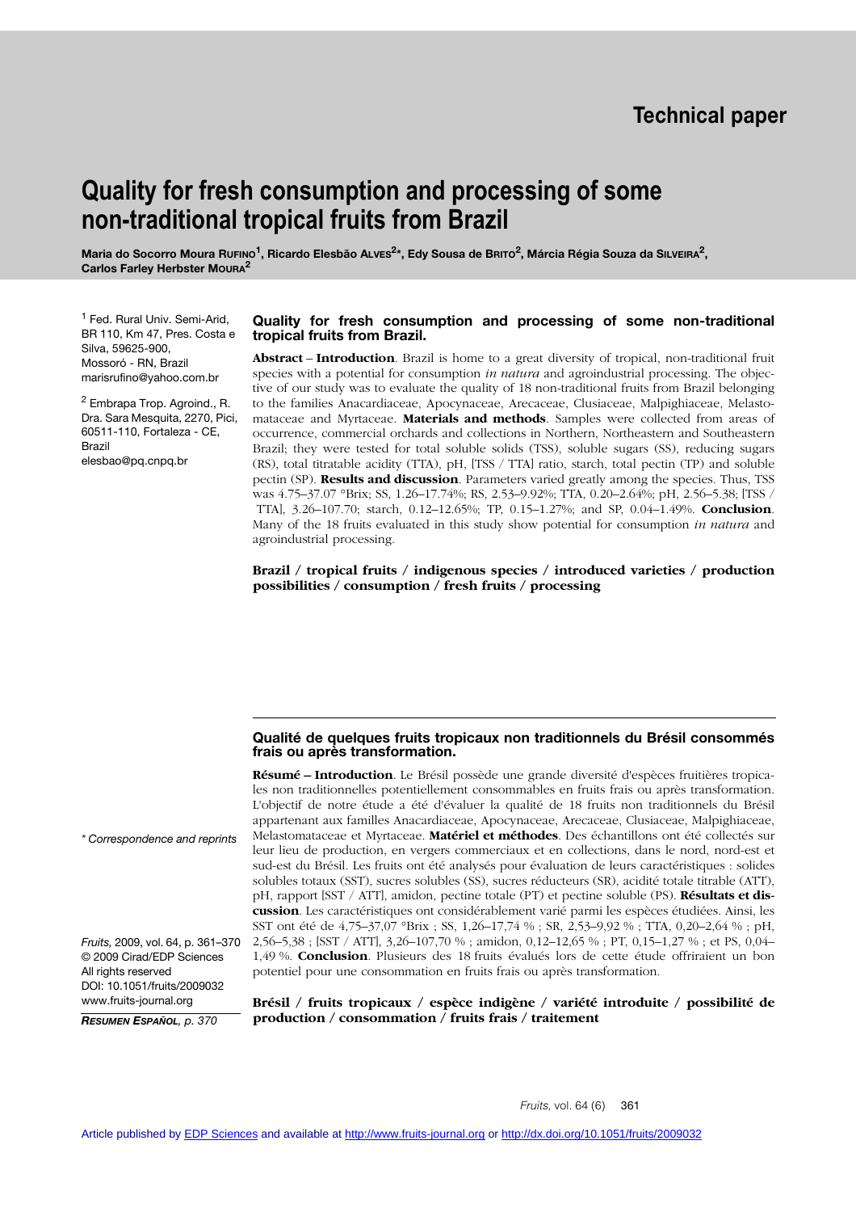Technical paper

# Quality for fresh consumption and processing of some non-traditional tropical fruits from Brazil

**Maria do Socorro Moura Rufino[1], Ricardo Elesbão Alves[2]*, Edy Sousa de Brito[2], Márcia Régia Souza da Silveira[2], Carlos Farley Herbster Moura[2]**

[1] Fed. Rural Univ. Semi-Arid, BR 110, Km 47, Pres. Costa e Silva, 59625-900, Mossoró - RN, Brazil
marisrufino@yahoo.com.br

[2] Embrapa Trop. Agroind., R. Dra. Sara Mesquita, 2270, Pici, 60511-110, Fortaleza - CE, Brazil
elesbao@pq.cnpq.br

\* Correspondence and reprints

*Fruits,* 2009, vol. 64, p. 361–370
© 2009 Cirad/EDP Sciences
All rights reserved
DOI: 10.1051/fruits/2009032
www.fruits-journal.org

***Resumen Español**, p. 370*

## Quality for fresh consumption and processing of some non-traditional tropical fruits from Brazil.

**Abstract** – **Introduction**. Brazil is home to a great diversity of tropical, non-traditional fruit species with a potential for consumption *in natura* and agroindustrial processing. The objective of our study was to evaluate the quality of 18 non-traditional fruits from Brazil belonging to the families Anacardiaceae, Apocynaceae, Arecaceae, Clusiaceae, Malpighiaceae, Melastomataceae and Myrtaceae. **Materials and methods**. Samples were collected from areas of occurrence, commercial orchards and collections in Northern, Northeastern and Southeastern Brazil; they were tested for total soluble solids (TSS), soluble sugars (SS), reducing sugars (RS), total titratable acidity (TTA), pH, [TSS / TTA] ratio, starch, total pectin (TP) and soluble pectin (SP). **Results and discussion**. Parameters varied greatly among the species. Thus, TSS was 4.75–37.07 °Brix; SS, 1.26–17.74%; RS, 2.53–9.92%; TTA, 0.20–2.64%; pH, 2.56–5.38; [TSS / TTA], 3.26–107.70; starch, 0.12–12.65%; TP, 0.15–1.27%; and SP, 0.04–1.49%. **Conclusion**. Many of the 18 fruits evaluated in this study show potential for consumption *in natura* and agroindustrial processing.

**Brazil / tropical fruits / indigenous species / introduced varieties / production possibilities / consumption / fresh fruits / processing**

## Qualité de quelques fruits tropicaux non traditionnels du Brésil consommés frais ou après transformation.

**Résumé** – **Introduction**. Le Brésil possède une grande diversité d'espèces fruitières tropicales non traditionnelles potentiellement consommables en fruits frais ou après transformation. L'objectif de notre étude a été d'évaluer la qualité de 18 fruits non traditionnels du Brésil appartenant aux familles Anacardiaceae, Apocynaceae, Arecaceae, Clusiaceae, Malpighiaceae, Melastomataceae et Myrtaceae. **Matériel et méthodes**. Des échantillons ont été collectés sur leur lieu de production, en vergers commerciaux et en collections, dans le nord, nord-est et sud-est du Brésil. Les fruits ont été analysés pour évaluation de leurs caractéristiques : solides solubles totaux (SST), sucres solubles (SS), sucres réducteurs (SR), acidité totale titrable (ATT), pH, rapport [SST / ATT], amidon, pectine totale (PT) et pectine soluble (PS). **Résultats et discussion**. Les caractéristiques ont considérablement varié parmi les espèces étudiées. Ainsi, les SST ont été de 4,75–37,07 °Brix ; SS, 1,26–17,74 % ; SR, 2,53–9,92 % ; TTA, 0,20–2,64 % ; pH, 2,56–5,38 ; [SST / ATT], 3,26–107,70 % ; amidon, 0,12–12,65 % ; PT, 0,15–1,27 % ; et PS, 0,04–1,49 %. **Conclusion**. Plusieurs des 18 fruits évalués lors de cette étude offriraient un bon potentiel pour une consommation en fruits frais ou après transformation.

**Brésil / fruits tropicaux / espèce indigène / variété introduite / possibilité de production / consommation / fruits frais / traitement**

Article published by EDP Sciences and available at http://www.fruits-journal.org or http://dx.doi.org/10.1051/fruits/2009032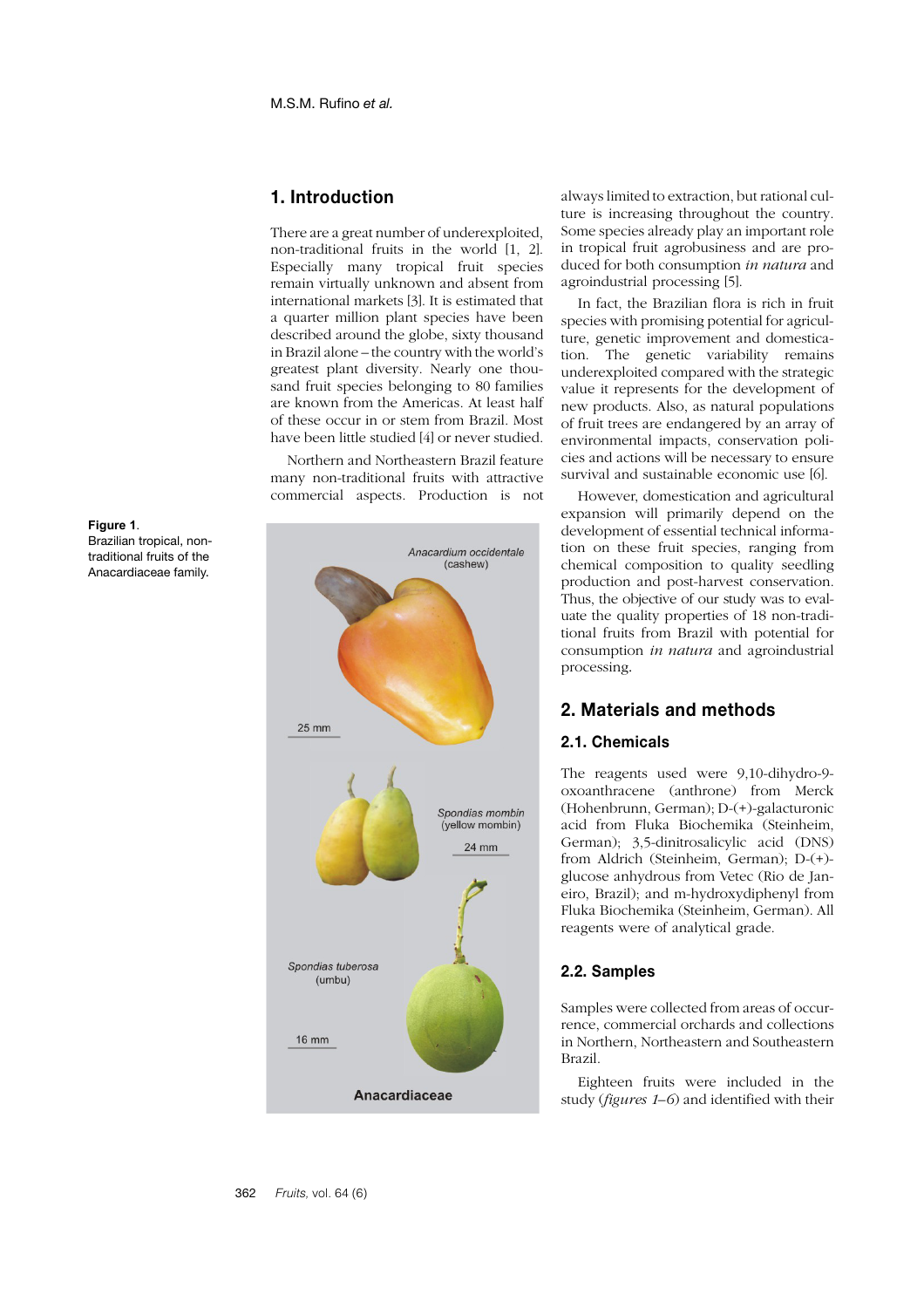## 1. Introduction

There are a great number of underexploited, non-traditional fruits in the world [1, 2]. Especially many tropical fruit species remain virtually unknown and absent from international markets [3]. It is estimated that a quarter million plant species have been described around the globe, sixty thousand in Brazil alone – the country with the world's greatest plant diversity. Nearly one thousand fruit species belonging to 80 families are known from the Americas. At least half of these occur in or stem from Brazil. Most have been little studied [4] or never studied.

Northern and Northeastern Brazil feature many non-traditional fruits with attractive commercial aspects. Production is not always limited to extraction, but rational culture is increasing throughout the country. Some species already play an important role in tropical fruit agrobusiness and are produced for both consumption *in natura* and agroindustrial processing [5].

In fact, the Brazilian flora is rich in fruit species with promising potential for agriculture, genetic improvement and domestication. The genetic variability remains underexploited compared with the strategic value it represents for the development of new products. Also, as natural populations of fruit trees are endangered by an array of environmental impacts, conservation policies and actions will be necessary to ensure survival and sustainable economic use [6].

However, domestication and agricultural expansion will primarily depend on the development of essential technical information on these fruit species, ranging from chemical composition to quality seedling production and post-harvest conservation. Thus, the objective of our study was to evaluate the quality properties of 18 non-traditional fruits from Brazil with potential for consumption *in natura* and agroindustrial processing.

**Figure 1**.
Brazilian tropical, non-traditional fruits of the Anacardiaceae family.

## 2. Materials and methods

### 2.1. Chemicals

The reagents used were 9,10-dihydro-9-oxoanthracene (anthrone) from Merck (Hohenbrunn, German); D-(+)-galacturonic acid from Fluka Biochemika (Steinheim, German); 3,5-dinitrosalicylic acid (DNS) from Aldrich (Steinheim, German); D-(+)-glucose anhydrous from Vetec (Rio de Janeiro, Brazil); and m-hydroxydiphenyl from Fluka Biochemika (Steinheim, German). All reagents were of analytical grade.

### 2.2. Samples

Samples were collected from areas of occurrence, commercial orchards and collections in Northern, Northeastern and Southeastern Brazil.

Eighteen fruits were included in the study (*figures 1–6*) and identified with their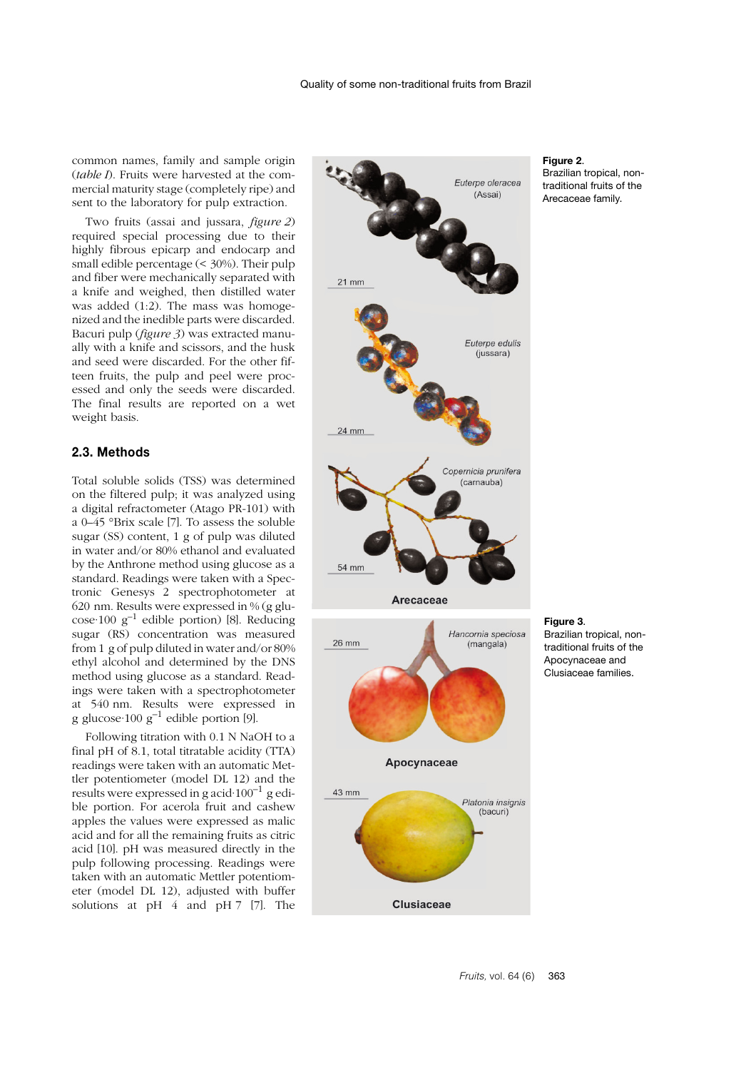common names, family and sample origin (*table I*). Fruits were harvested at the commercial maturity stage (completely ripe) and sent to the laboratory for pulp extraction.

Two fruits (assai and jussara, *figure 2*) required special processing due to their highly fibrous epicarp and endocarp and small edible percentage (< 30%). Their pulp and fiber were mechanically separated with a knife and weighed, then distilled water was added (1:2). The mass was homogenized and the inedible parts were discarded. Bacuri pulp (*figure 3*) was extracted manually with a knife and scissors, and the husk and seed were discarded. For the other fifteen fruits, the pulp and peel were processed and only the seeds were discarded. The final results are reported on a wet weight basis.

## 2.3. Methods

Total soluble solids (TSS) was determined on the filtered pulp; it was analyzed using a digital refractometer (Atago PR-101) with a 0–45 °Brix scale [7]. To assess the soluble sugar (SS) content, 1 g of pulp was diluted in water and/or 80% ethanol and evaluated by the Anthrone method using glucose as a standard. Readings were taken with a Spectronic Genesys 2 spectrophotometer at 620 nm. Results were expressed in % (g glucose·100 $g^{-1}$ edible portion) [8]. Reducing sugar (RS) concentration was measured from 1 g of pulp diluted in water and/or 80% ethyl alcohol and determined by the DNS method using glucose as a standard. Readings were taken with a spectrophotometer at 540 nm. Results were expressed in g glucose·100 $g^{-1}$ edible portion [9].

Following titration with 0.1 N NaOH to a final pH of 8.1, total titratable acidity (TTA) readings were taken with an automatic Mettler potentiometer (model DL 12) and the results were expressed in g acid·$100^{-1}$ g edible portion. For acerola fruit and cashew apples the values were expressed as malic acid and for all the remaining fruits as citric acid [10]. pH was measured directly in the pulp following processing. Readings were taken with an automatic Mettler potentiometer (model DL 12), adjusted with buffer solutions at pH 4 and pH 7 [7]. The

**Figure 2.**
Brazilian tropical, non-traditional fruits of the Arecaceae family.

**Figure 3.**
Brazilian tropical, non-traditional fruits of the Apocynaceae and Clusiaceae families.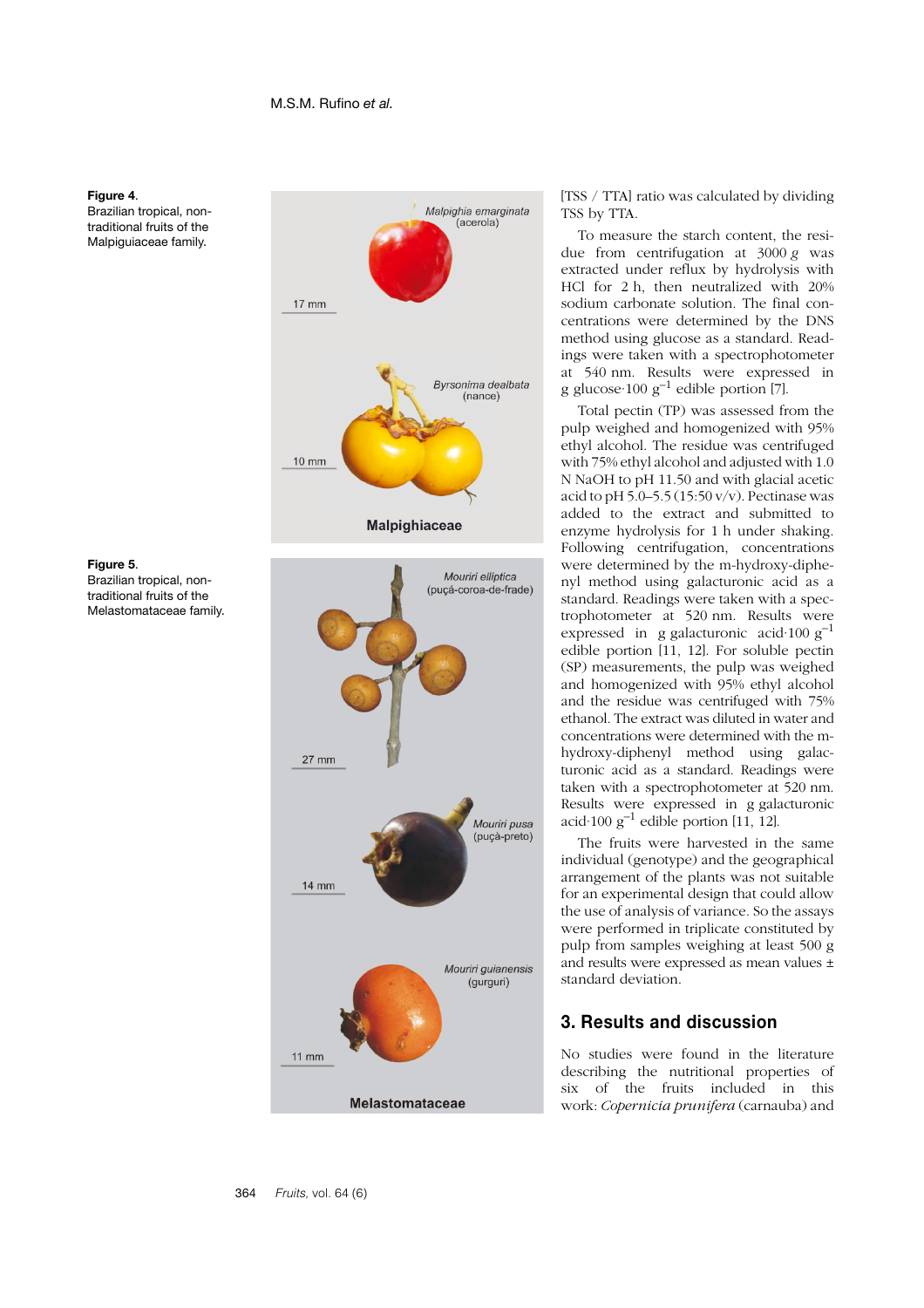**Figure 4.** Brazilian tropical, non-traditional fruits of the Malpiguiaceae family.

**Figure 5.** Brazilian tropical, non-traditional fruits of the Melastomataceae family.

[TSS / TTA] ratio was calculated by dividing TSS by TTA.

To measure the starch content, the residue from centrifugation at 3000 *g* was extracted under reflux by hydrolysis with HCl for 2 h, then neutralized with 20% sodium carbonate solution. The final concentrations were determined by the DNS method using glucose as a standard. Readings were taken with a spectrophotometer at 540 nm. Results were expressed in g glucose·100 $g^{-1}$ edible portion [7].

Total pectin (TP) was assessed from the pulp weighed and homogenized with 95% ethyl alcohol. The residue was centrifuged with 75% ethyl alcohol and adjusted with 1.0 N NaOH to pH 11.50 and with glacial acetic acid to pH 5.0–5.5 (15:50 v/v). Pectinase was added to the extract and submitted to enzyme hydrolysis for 1 h under shaking. Following centrifugation, concentrations were determined by the m-hydroxy-diphenyl method using galacturonic acid as a standard. Readings were taken with a spectrophotometer at 520 nm. Results were expressed in g galacturonic acid·100 $g^{-1}$ edible portion [11, 12]. For soluble pectin (SP) measurements, the pulp was weighed and homogenized with 95% ethyl alcohol and the residue was centrifuged with 75% ethanol. The extract was diluted in water and concentrations were determined with the m-hydroxy-diphenyl method using galacturonic acid as a standard. Readings were taken with a spectrophotometer at 520 nm. Results were expressed in g galacturonic acid·100 $g^{-1}$ edible portion [11, 12].

The fruits were harvested in the same individual (genotype) and the geographical arrangement of the plants was not suitable for an experimental design that could allow the use of analysis of variance. So the assays were performed in triplicate constituted by pulp from samples weighing at least 500 g and results were expressed as mean values ± standard deviation.

## 3. Results and discussion

No studies were found in the literature describing the nutritional properties of six of the fruits included in this work: *Copernicia prunifera* (carnauba) and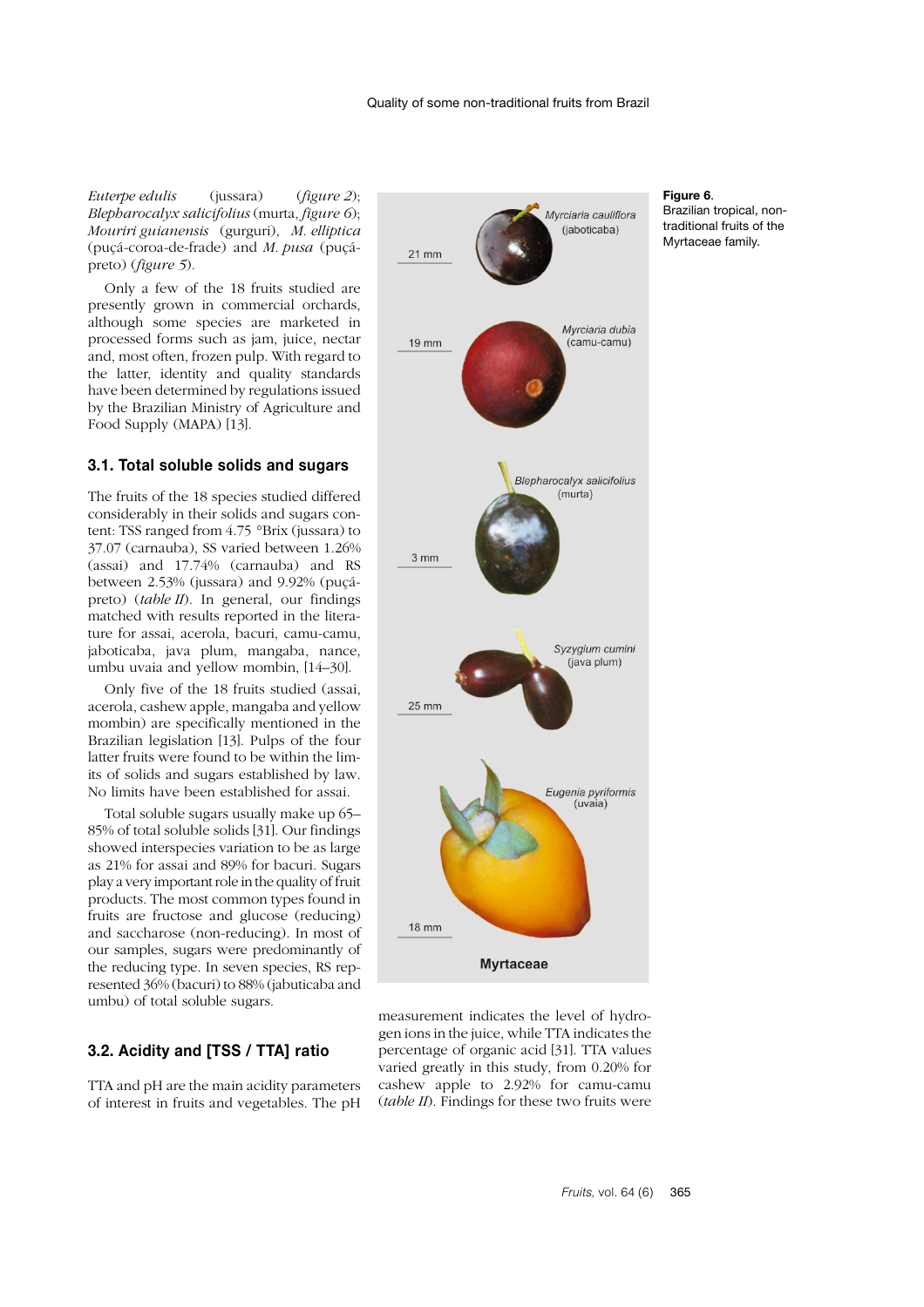*Euterpe edulis* (jussara) (*figure 2*); *Blepharocalyx salicifolius* (murta, *figure 6*); *Mouriri guianensis* (gurguri), *M. elliptica* (puçá-coroa-de-frade) and *M. pusa* (puçá-preto) (*figure 5*).

Only a few of the 18 fruits studied are presently grown in commercial orchards, although some species are marketed in processed forms such as jam, juice, nectar and, most often, frozen pulp. With regard to the latter, identity and quality standards have been determined by regulations issued by the Brazilian Ministry of Agriculture and Food Supply (MAPA) [13].

### 3.1. Total soluble solids and sugars

The fruits of the 18 species studied differed considerably in their solids and sugars content: TSS ranged from 4.75 °Brix (jussara) to 37.07 (carnauba), SS varied between 1.26% (assai) and 17.74% (carnauba) and RS between 2.53% (jussara) and 9.92% (puçá-preto) (*table II*). In general, our findings matched with results reported in the literature for assai, acerola, bacuri, camu-camu, jaboticaba, java plum, mangaba, nance, umbu uvaia and yellow mombin, [14–30].

Only five of the 18 fruits studied (assai, acerola, cashew apple, mangaba and yellow mombin) are specifically mentioned in the Brazilian legislation [13]. Pulps of the four latter fruits were found to be within the limits of solids and sugars established by law. No limits have been established for assai.

Total soluble sugars usually make up 65–85% of total soluble solids [31]. Our findings showed interspecies variation to be as large as 21% for assai and 89% for bacuri. Sugars play a very important role in the quality of fruit products. The most common types found in fruits are fructose and glucose (reducing) and saccharose (non-reducing). In most of our samples, sugars were predominantly of the reducing type. In seven species, RS represented 36% (bacuri) to 88% (jabuticaba and umbu) of total soluble sugars.

Figure 6.
Brazilian tropical, non-traditional fruits of the Myrtaceae family.

### 3.2. Acidity and [TSS / TTA] ratio

TTA and pH are the main acidity parameters of interest in fruits and vegetables. The pH measurement indicates the level of hydrogen ions in the juice, while TTA indicates the percentage of organic acid [31]. TTA values varied greatly in this study, from 0.20% for cashew apple to 2.92% for camu-camu (*table II*). Findings for these two fruits were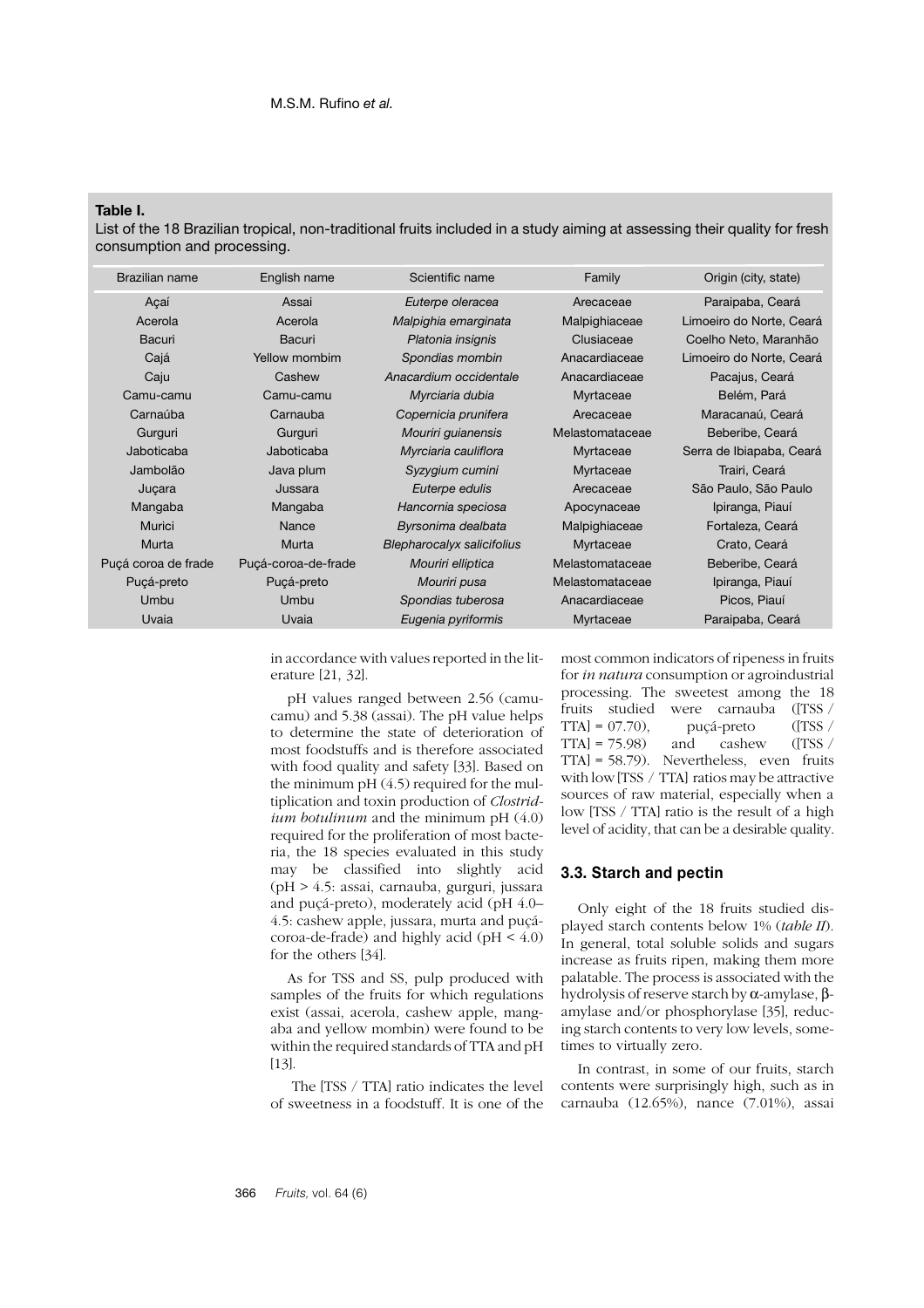**Table I.**
List of the 18 Brazilian tropical, non-traditional fruits included in a study aiming at assessing their quality for fresh consumption and processing.

| Brazilian name | English name | Scientific name | Family | Origin (city, state) |
|---|---|---|---|---|
| Açaí | Assai | *Euterpe oleracea* | Arecaceae | Paraipaba, Ceará |
| Acerola | Acerola | *Malpighia emarginata* | Malpighiaceae | Limoeiro do Norte, Ceará |
| Bacuri | Bacuri | *Platonia insignis* | Clusiaceae | Coelho Neto, Maranhão |
| Cajá | Yellow mombim | *Spondias mombin* | Anacardiaceae | Limoeiro do Norte, Ceará |
| Caju | Cashew | *Anacardium occidentale* | Anacardiaceae | Pacajus, Ceará |
| Camu-camu | Camu-camu | *Myrciaria dubia* | Myrtaceae | Belém, Pará |
| Carnaúba | Carnauba | *Copernicia prunifera* | Arecaceae | Maracanaú, Ceará |
| Gurguri | Gurguri | *Mouriri guianensis* | Melastomataceae | Beberibe, Ceará |
| Jaboticaba | Jaboticaba | *Myrciaria cauliflora* | Myrtaceae | Serra de Ibiapaba, Ceará |
| Jambolão | Java plum | *Syzygium cumini* | Myrtaceae | Trairi, Ceará |
| Juçara | Jussara | *Euterpe edulis* | Arecaceae | São Paulo, São Paulo |
| Mangaba | Mangaba | *Hancornia speciosa* | Apocynaceae | Ipiranga, Piauí |
| Murici | Nance | *Byrsonima dealbata* | Malpighiaceae | Fortaleza, Ceará |
| Murta | Murta | *Blepharocalyx salicifolius* | Myrtaceae | Crato, Ceará |
| Puçá coroa de frade | Puçá-coroa-de-frade | *Mouriri elliptica* | Melastomataceae | Beberibe, Ceará |
| Puçá-preto | Puçá-preto | *Mouriri pusa* | Melastomataceae | Ipiranga, Piauí |
| Umbu | Umbu | *Spondias tuberosa* | Anacardiaceae | Picos, Piauí |
| Uvaia | Uvaia | *Eugenia pyriformis* | Myrtaceae | Paraipaba, Ceará |

in accordance with values reported in the literature [21, 32].

pH values ranged between 2.56 (camu-camu) and 5.38 (assai). The pH value helps to determine the state of deterioration of most foodstuffs and is therefore associated with food quality and safety [33]. Based on the minimum pH (4.5) required for the multiplication and toxin production of *Clostridium botulinum* and the minimum pH (4.0) required for the proliferation of most bacteria, the 18 species evaluated in this study may be classified into slightly acid (pH > 4.5: assai, carnauba, gurguri, jussara and puçá-preto), moderately acid (pH 4.0–4.5: cashew apple, jussara, murta and puçá-coroa-de-frade) and highly acid (pH < 4.0) for the others [34].

As for TSS and SS, pulp produced with samples of the fruits for which regulations exist (assai, acerola, cashew apple, mangaba and yellow mombin) were found to be within the required standards of TTA and pH [13].

The [TSS / TTA] ratio indicates the level of sweetness in a foodstuff. It is one of the most common indicators of ripeness in fruits for *in natura* consumption or agroindustrial processing. The sweetest among the 18 fruits studied were carnauba ([TSS / TTA] = 07.70), puçá-preto ([TSS / TTA] = 75.98) and cashew ([TSS / TTA] = 58.79). Nevertheless, even fruits with low [TSS / TTA] ratios may be attractive sources of raw material, especially when a low [TSS / TTA] ratio is the result of a high level of acidity, that can be a desirable quality.

### 3.3. Starch and pectin

Only eight of the 18 fruits studied displayed starch contents below 1% (*table II*). In general, total soluble solids and sugars increase as fruits ripen, making them more palatable. The process is associated with the hydrolysis of reserve starch by α-amylase, β-amylase and/or phosphorylase [35], reducing starch contents to very low levels, sometimes to virtually zero.

In contrast, in some of our fruits, starch contents were surprisingly high, such as in carnauba (12.65%), nance (7.01%), assai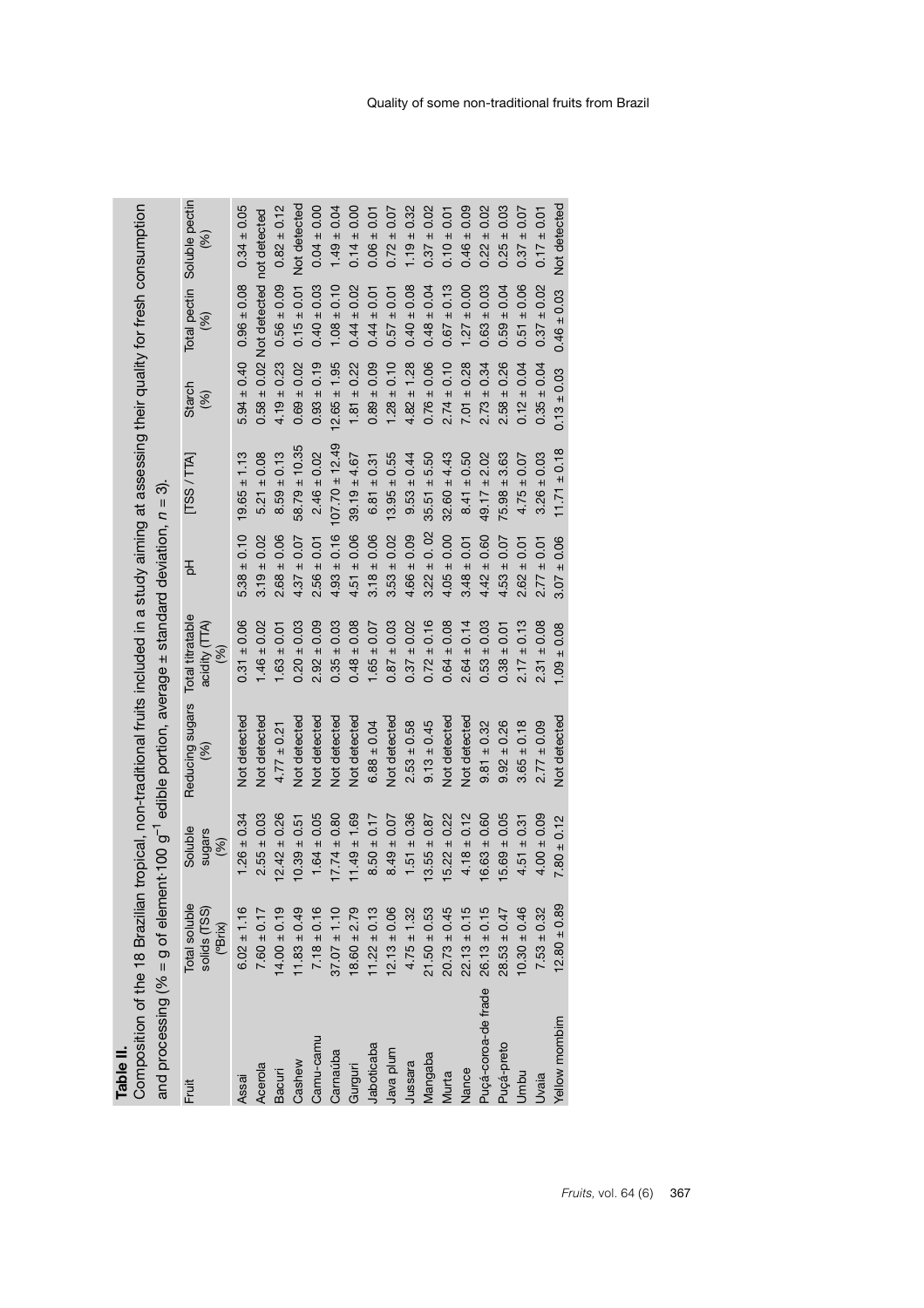**Table II.**
Composition of the 18 Brazilian tropical, non-traditional fruits included in a study aiming at assessing their quality for fresh consumption and processing (% = g of element·100 $g^{-1}$ edible portion, average ± standard deviation, $n = 3$).

| Fruit | Total soluble solids (TSS) (°Brix) | Soluble sugars (%) | Reducing sugars (%) | Total titratable acidity (TTA) (%) | pH | [TSS / TTA] | Starch (%) | Total pectin (%) | Soluble pectin (%) |
|---|---|---|---|---|---|---|---|---|---|
| Assai | 6.02 ± 1.16 | 1.26 ± 0.34 | Not detected | 0.31 ± 0.06 | 5.38 ± 0.10 | 19.65 ± 1.13 | 5.94 ± 0.40 | 0.96 ± 0.08 | 0.34 ± 0.05 |
| Acerola | 7.60 ± 0.17 | 2.55 ± 0.03 | Not detected | 1.46 ± 0.02 | 3.19 ± 0.02 | 5.21 ± 0.08 | 0.58 ± 0.02 | Not detected | not detected |
| Bacuri | 14.00 ± 0.19 | 12.42 ± 0.26 | 4.77 ± 0.21 | 1.63 ± 0.01 | 2.68 ± 0.06 | 8.59 ± 0.13 | 4.19 ± 0.23 | 0.56 ± 0.09 | 0.82 ± 0.12 |
| Cashew | 11.83 ± 0.49 | 10.39 ± 0.51 | Not detected | 0.20 ± 0.03 | 4.37 ± 0.07 | 58.79 ± 10.35 | 0.69 ± 0.02 | 0.15 ± 0.01 | Not detected |
| Camu-camu | 7.18 ± 0.16 | 1.64 ± 0.05 | Not detected | 2.92 ± 0.09 | 2.56 ± 0.01 | 2.46 ± 0.02 | 0.93 ± 0.19 | 0.40 ± 0.03 | 0.04 ± 0.00 |
| Carnaúba | 37.07 ± 1.10 | 17.74 ± 0.80 | Not detected | 0.35 ± 0.03 | 4.93 ± 0.16 | 107.70 ± 12.49 | 12.65 ± 1.95 | 1.08 ± 0.10 | 1.49 ± 0.04 |
| Gurguri | 18.60 ± 2.79 | 11.49 ± 1.69 | Not detected | 0.48 ± 0.08 | 4.51 ± 0.06 | 39.19 ± 4.67 | 1.81 ± 0.22 | 0.44 ± 0.02 | 0.14 ± 0.00 |
| Jaboticaba | 11.22 ± 0.13 | 8.50 ± 0.17 | 6.88 ± 0.04 | 1.65 ± 0.07 | 3.18 ± 0.06 | 6.81 ± 0.31 | 0.89 ± 0.09 | 0.44 ± 0.01 | 0.06 ± 0.01 |
| Java plum | 12.13 ± 0.06 | 8.49 ± 0.07 | Not detected | 0.87 ± 0.03 | 3.53 ± 0.02 | 13.95 ± 0.55 | 1.28 ± 0.10 | 0.57 ± 0.01 | 0.72 ± 0.07 |
| Jussara | 4.75 ± 1.32 | 1.51 ± 0.36 | 2.53 ± 0.58 | 0.37 ± 0.02 | 4.66 ± 0.09 | 9.53 ± 0.44 | 4.82 ± 1.28 | 0.40 ± 0.08 | 1.19 ± 0.32 |
| Mangaba | 21.50 ± 0.53 | 13.55 ± 0.87 | 9.13 ± 0.45 | 0.72 ± 0.16 | 3.22 ± 0.02 | 35.51 ± 5.50 | 0.76 ± 0.06 | 0.48 ± 0.04 | 0.37 ± 0.02 |
| Murta | 20.73 ± 0.45 | 15.22 ± 0.22 | Not detected | 0.64 ± 0.08 | 4.05 ± 0.00 | 32.60 ± 4.43 | 2.74 ± 0.10 | 0.67 ± 0.13 | 0.10 ± 0.01 |
| Nance | 22.13 ± 0.15 | 4.18 ± 0.12 | Not detected | 2.64 ± 0.14 | 3.48 ± 0.01 | 8.41 ± 0.50 | 7.01 ± 0.28 | 1.27 ± 0.00 | 0.46 ± 0.09 |
| Puçá-coroa-de frade | 26.13 ± 0.15 | 16.63 ± 0.60 | 9.81 ± 0.32 | 0.53 ± 0.03 | 4.42 ± 0.60 | 49.17 ± 2.02 | 2.73 ± 0.34 | 0.63 ± 0.03 | 0.22 ± 0.02 |
| Puçá-preto | 28.53 ± 0.47 | 15.69 ± 0.05 | 9.92 ± 0.26 | 0.38 ± 0.01 | 4.53 ± 0.07 | 75.98 ± 3.63 | 2.58 ± 0.26 | 0.59 ± 0.04 | 0.25 ± 0.03 |
| Umbu | 10.30 ± 0.46 | 4.51 ± 0.31 | 3.65 ± 0.18 | 2.17 ± 0.13 | 2.62 ± 0.01 | 4.75 ± 0.07 | 0.12 ± 0.04 | 0.51 ± 0.06 | 0.37 ± 0.07 |
| Uvaia | 7.53 ± 0.32 | 4.00 ± 0.09 | 2.77 ± 0.09 | 2.31 ± 0.08 | 2.77 ± 0.01 | 3.26 ± 0.03 | 0.35 ± 0.04 | 0.37 ± 0.02 | 0.17 ± 0.01 |
| Yellow mombim | 12.80 ± 0.89 | 7.80 ± 0.12 | Not detected | 1.09 ± 0.08 | 3.07 ± 0.06 | 11.71 ± 0.18 | 0.13 ± 0.03 | 0.46 ± 0.03 | Not detected |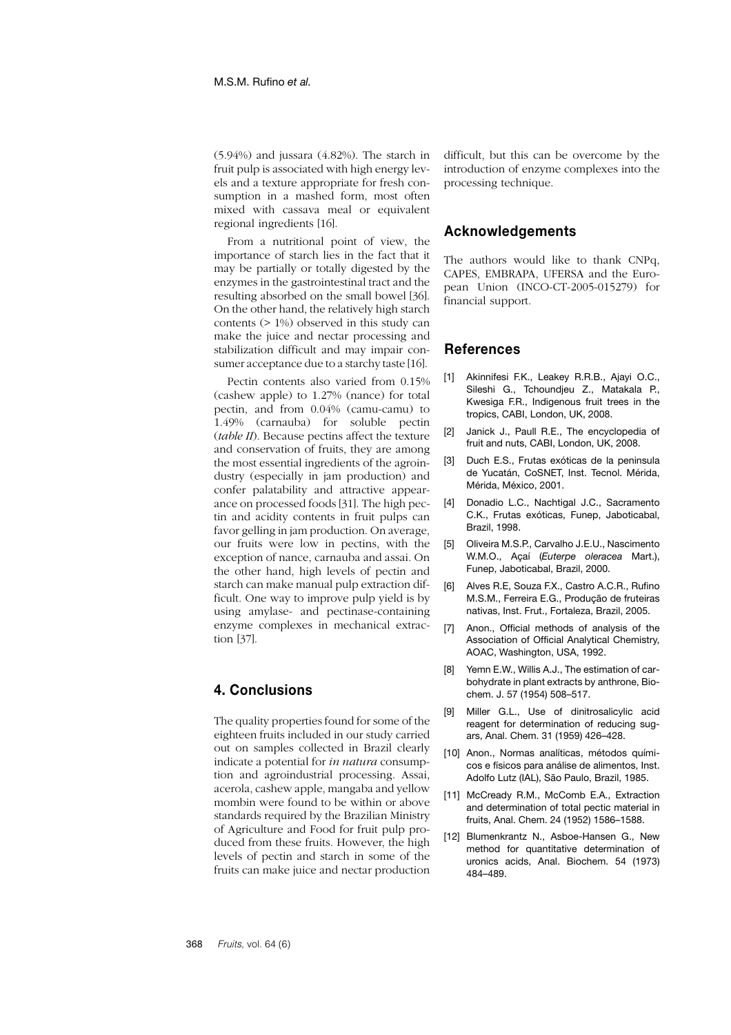(5.94%) and jussara (4.82%). The starch in fruit pulp is associated with high energy levels and a texture appropriate for fresh consumption in a mashed form, most often mixed with cassava meal or equivalent regional ingredients [16].

From a nutritional point of view, the importance of starch lies in the fact that it may be partially or totally digested by the enzymes in the gastrointestinal tract and the resulting absorbed on the small bowel [36]. On the other hand, the relatively high starch contents (> 1%) observed in this study can make the juice and nectar processing and stabilization difficult and may impair consumer acceptance due to a starchy taste [16].

Pectin contents also varied from 0.15% (cashew apple) to 1.27% (nance) for total pectin, and from 0.04% (camu-camu) to 1.49% (carnauba) for soluble pectin (*table II*). Because pectins affect the texture and conservation of fruits, they are among the most essential ingredients of the agroindustry (especially in jam production) and confer palatability and attractive appearance on processed foods [31]. The high pectin and acidity contents in fruit pulps can favor gelling in jam production. On average, our fruits were low in pectins, with the exception of nance, carnauba and assai. On the other hand, high levels of pectin and starch can make manual pulp extraction difficult. One way to improve pulp yield is by using amylase- and pectinase-containing enzyme complexes in mechanical extraction [37].

## 4. Conclusions

The quality properties found for some of the eighteen fruits included in our study carried out on samples collected in Brazil clearly indicate a potential for *in natura* consumption and agroindustrial processing. Assai, acerola, cashew apple, mangaba and yellow mombin were found to be within or above standards required by the Brazilian Ministry of Agriculture and Food for fruit pulp produced from these fruits. However, the high levels of pectin and starch in some of the fruits can make juice and nectar production difficult, but this can be overcome by the introduction of enzyme complexes into the processing technique.

## Acknowledgements

The authors would like to thank CNPq, CAPES, EMBRAPA, UFERSA and the European Union (INCO-CT-2005-015279) for financial support.

## References

[1] Akinnifesi F.K., Leakey R.R.B., Ajayi O.C., Sileshi G., Tchoundjeu Z., Matakala P., Kwesiga F.R., Indigenous fruit trees in the tropics, CABI, London, UK, 2008.

[2] Janick J., Paull R.E., The encyclopedia of fruit and nuts, CABI, London, UK, 2008.

[3] Duch E.S., Frutas exóticas de la peninsula de Yucatán, CoSNET, Inst. Tecnol. Mérida, Mérida, México, 2001.

[4] Donadio L.C., Nachtigal J.C., Sacramento C.K., Frutas exóticas, Funep, Jaboticabal, Brazil, 1998.

[5] Oliveira M.S.P., Carvalho J.E.U., Nascimento W.M.O., Açaí (*Euterpe oleracea* Mart.), Funep, Jaboticabal, Brazil, 2000.

[6] Alves R.E, Souza F.X., Castro A.C.R., Rufino M.S.M., Ferreira E.G., Produção de fruteiras nativas, Inst. Frut., Fortaleza, Brazil, 2005.

[7] Anon., Official methods of analysis of the Association of Official Analytical Chemistry, AOAC, Washington, USA, 1992.

[8] Yemn E.W., Willis A.J., The estimation of carbohydrate in plant extracts by anthrone, Biochem. J. 57 (1954) 508–517.

[9] Miller G.L., Use of dinitrosalicylic acid reagent for determination of reducing sugars, Anal. Chem. 31 (1959) 426–428.

[10] Anon., Normas analíticas, métodos químicos e físicos para análise de alimentos, Inst. Adolfo Lutz (IAL), São Paulo, Brazil, 1985.

[11] McCready R.M., McComb E.A., Extraction and determination of total pectic material in fruits, Anal. Chem. 24 (1952) 1586–1588.

[12] Blumenkrantz N., Asboe-Hansen G., New method for quantitative determination of uronics acids, Anal. Biochem. 54 (1973) 484–489.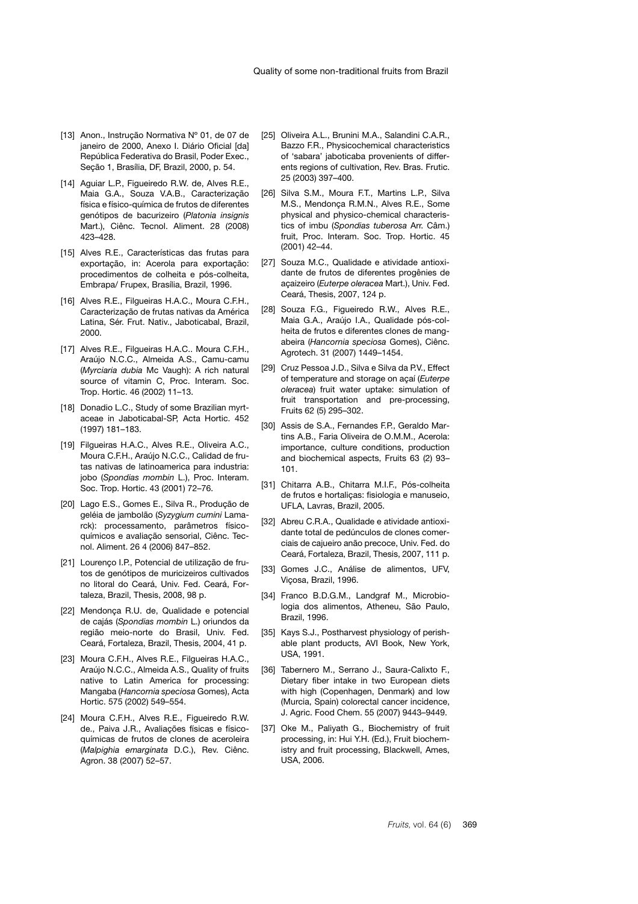[13] Anon., Instrução Normativa Nº 01, de 07 de janeiro de 2000, Anexo I. Diário Oficial [da] República Federativa do Brasil, Poder Exec., Seção 1, Brasília, DF, Brazil, 2000, p. 54.

[14] Aguiar L.P., Figueiredo R.W. de, Alves R.E., Maia G.A., Souza V.A.B., Caracterização física e físico-química de frutos de diferentes genótipos de bacurizeiro (*Platonia insignis* Mart.), Ciênc. Tecnol. Aliment. 28 (2008) 423–428.

[15] Alves R.E., Características das frutas para exportação, in: Acerola para exportação: procedimentos de colheita e pós-colheita, Embrapa/ Frupex, Brasília, Brazil, 1996.

[16] Alves R.E., Filgueiras H.A.C., Moura C.F.H., Caracterização de frutas nativas da América Latina, Sér. Frut. Nativ., Jaboticabal, Brazil, 2000.

[17] Alves R.E., Filgueiras H.A.C.. Moura C.F.H., Araújo N.C.C., Almeida A.S., Camu-camu (*Myrciaria dubia* Mc Vaugh): A rich natural source of vitamin C, Proc. Interam. Soc. Trop. Hortic. 46 (2002) 11–13.

[18] Donadio L.C., Study of some Brazilian myrtaceae in Jaboticabal-SP, Acta Hortic. 452 (1997) 181–183.

[19] Filgueiras H.A.C., Alves R.E., Oliveira A.C., Moura C.F.H., Araújo N.C.C., Calidad de frutas nativas de latinoamerica para industria: jobo (*Spondias mombin* L.), Proc. Interam. Soc. Trop. Hortic. 43 (2001) 72–76.

[20] Lago E.S., Gomes E., Silva R., Produção de geléia de jambolão (*Syzygium cumini* Lamarck): processamento, parâmetros físico-químicos e avaliação sensorial, Ciênc. Tecnol. Aliment. 26 4 (2006) 847–852.

[21] Lourenço I.P., Potencial de utilização de frutos de genótipos de muricizeiros cultivados no litoral do Ceará, Univ. Fed. Ceará, Fortaleza, Brazil, Thesis, 2008, 98 p.

[22] Mendonça R.U. de, Qualidade e potencial de cajás (*Spondias mombin* L.) oriundos da região meio-norte do Brasil, Univ. Fed. Ceará, Fortaleza, Brazil, Thesis, 2004, 41 p.

[23] Moura C.F.H., Alves R.E., Filgueiras H.A.C., Araújo N.C.C., Almeida A.S., Quality of fruits native to Latin America for processing: Mangaba (*Hancornia speciosa* Gomes), Acta Hortic. 575 (2002) 549–554.

[24] Moura C.F.H., Alves R.E., Figueiredo R.W. de., Paiva J.R., Avaliações físicas e físico-químicas de frutos de clones de aceroleira (*Malpighia emarginata* D.C.), Rev. Ciênc. Agron. 38 (2007) 52–57.

[25] Oliveira A.L., Brunini M.A., Salandini C.A.R., Bazzo F.R., Physicochemical characteristics of 'sabara' jaboticaba provenients of differents regions of cultivation, Rev. Bras. Frutic. 25 (2003) 397–400.

[26] Silva S.M., Moura F.T., Martins L.P., Silva M.S., Mendonça R.M.N., Alves R.E., Some physical and physico-chemical characteristics of imbu (*Spondias tuberosa* Arr. Câm.) fruit, Proc. Interam. Soc. Trop. Hortic. 45 (2001) 42–44.

[27] Souza M.C., Qualidade e atividade antioxidante de frutos de diferentes progênies de açaizeiro (*Euterpe oleracea* Mart.), Univ. Fed. Ceará, Thesis, 2007, 124 p.

[28] Souza F.G., Figueiredo R.W., Alves R.E., Maia G.A., Araújo I.A., Qualidade pós-colheita de frutos e diferentes clones de mangabeira (*Hancornia speciosa* Gomes), Ciênc. Agrotech. 31 (2007) 1449–1454.

[29] Cruz Pessoa J.D., Silva e Silva da P.V., Effect of temperature and storage on açaí (*Euterpe oleracea*) fruit water uptake: simulation of fruit transportation and pre-processing, Fruits 62 (5) 295–302.

[30] Assis de S.A., Fernandes F.P., Geraldo Martins A.B., Faria Oliveira de O.M.M., Acerola: importance, culture conditions, production and biochemical aspects, Fruits 63 (2) 93–101.

[31] Chitarra A.B., Chitarra M.I.F., Pós-colheita de frutos e hortaliças: fisiologia e manuseio, UFLA, Lavras, Brazil, 2005.

[32] Abreu C.R.A., Qualidade e atividade antioxidante total de pedúnculos de clones comerciais de cajueiro anão precoce, Univ. Fed. do Ceará, Fortaleza, Brazil, Thesis, 2007, 111 p.

[33] Gomes J.C., Análise de alimentos, UFV, Viçosa, Brazil, 1996.

[34] Franco B.D.G.M., Landgraf M., Microbiologia dos alimentos, Atheneu, São Paulo, Brazil, 1996.

[35] Kays S.J., Postharvest physiology of perishable plant products, AVI Book, New York, USA, 1991.

[36] Tabernero M., Serrano J., Saura-Calixto F., Dietary fiber intake in two European diets with high (Copenhagen, Denmark) and low (Murcia, Spain) colorectal cancer incidence, J. Agric. Food Chem. 55 (2007) 9443–9449.

[37] Oke M., Paliyath G., Biochemistry of fruit processing, in: Hui Y.H. (Ed.), Fruit biochemistry and fruit processing, Blackwell, Ames, USA, 2006.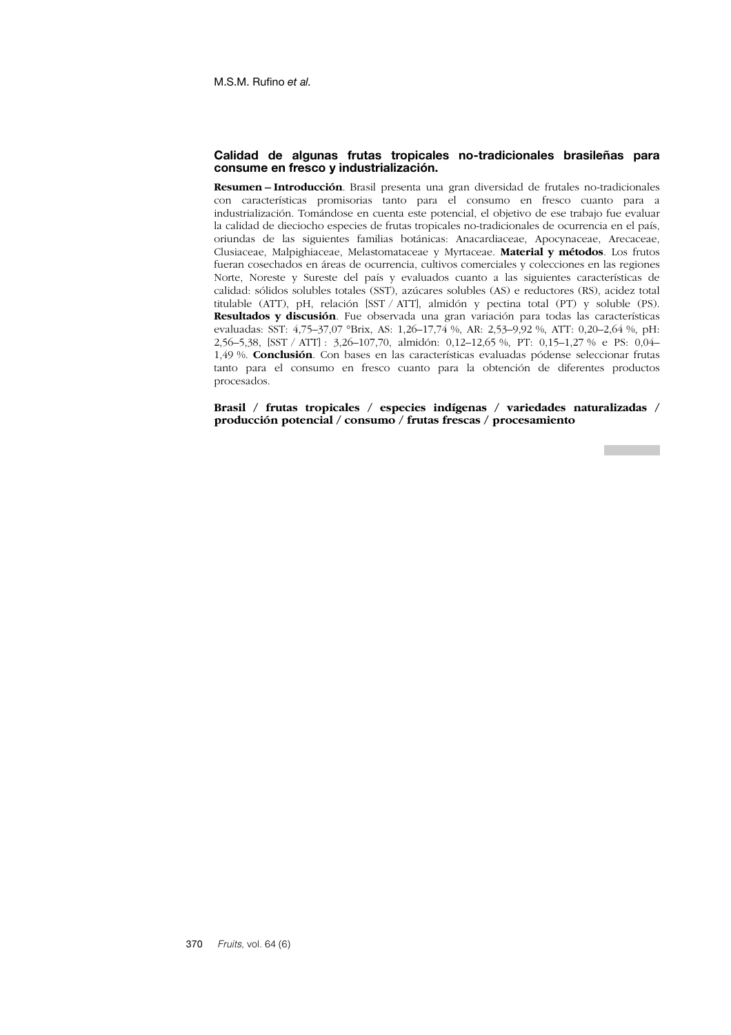### Calidad de algunas frutas tropicales no-tradicionales brasileñas para consume en fresco y industrialización.

**Resumen – Introducción**. Brasil presenta una gran diversidad de frutales no-tradicionales con características promisorias tanto para el consumo en fresco cuanto para a industrialización. Tomándose en cuenta este potencial, el objetivo de ese trabajo fue evaluar la calidad de dieciocho especies de frutas tropicales no-tradicionales de ocurrencia en el país, oriundas de las siguientes familias botánicas: Anacardiaceae, Apocynaceae, Arecaceae, Clusiaceae, Malpighiaceae, Melastomataceae y Myrtaceae. **Material y métodos**. Los frutos fueran cosechados en áreas de ocurrencia, cultivos comerciales y colecciones en las regiones Norte, Noreste y Sureste del país y evaluados cuanto a las siguientes características de calidad: sólidos solubles totales (SST), azúcares solubles (AS) e reductores (RS), acidez total titulable (ATT), pH, relación [SST / ATT], almidón y pectina total (PT) y soluble (PS). **Resultados y discusión**. Fue observada una gran variación para todas las características evaluadas: SST: 4,75–37,07 °Brix, AS: 1,26–17,74 %, AR: 2,53–9,92 %, ATT: 0,20–2,64 %, pH: 2,56–5,38, [SST / ATT] : 3,26–107,70, almidón: 0,12–12,65 %, PT: 0,15–1,27 % e PS: 0,04–1,49 %. **Conclusión**. Con bases en las características evaluadas pódense seleccionar frutas tanto para el consumo en fresco cuanto para la obtención de diferentes productos procesados.

**Brasil / frutas tropicales / especies indígenas / variedades naturalizadas / producción potencial / consumo / frutas frescas / procesamiento**